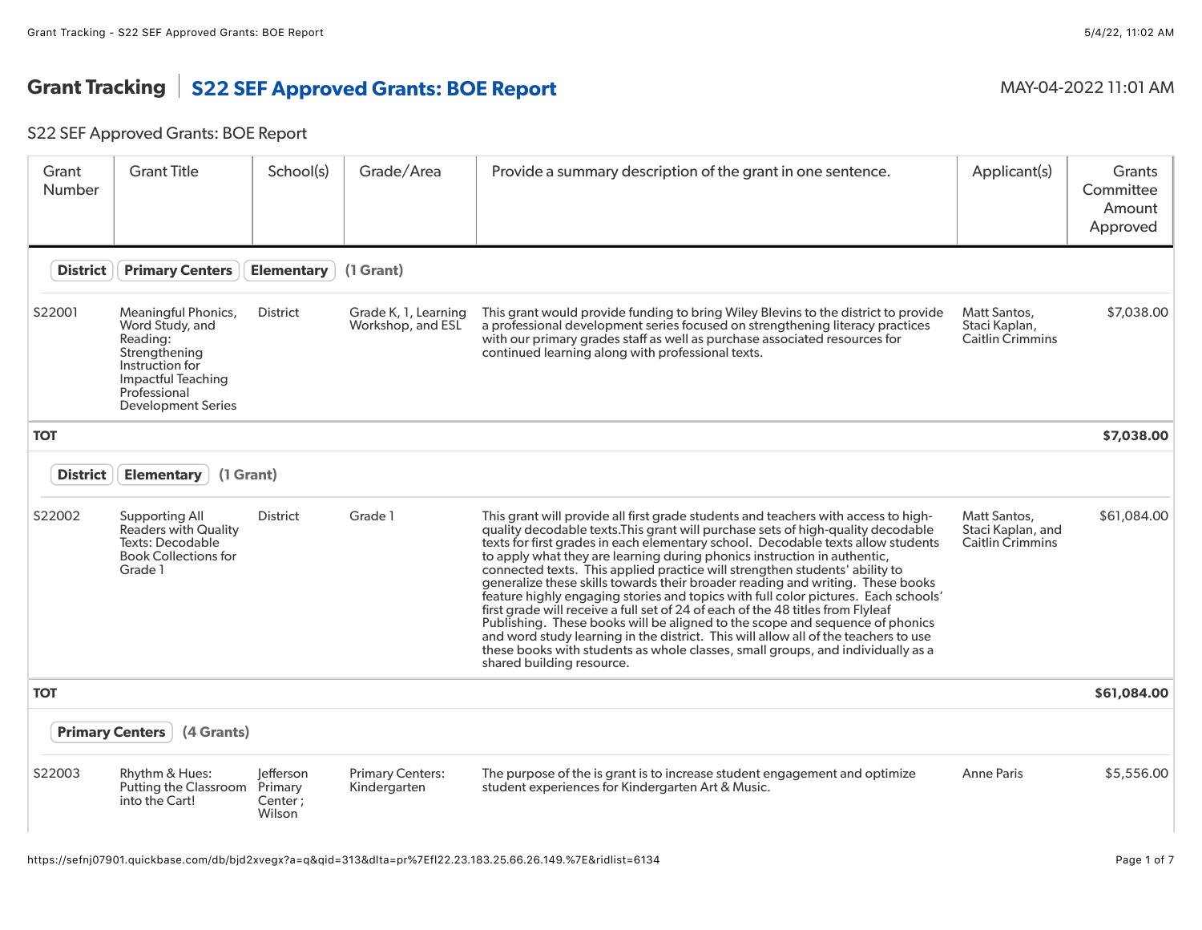# Grant Tracking | S22 SEF Approved Grants: BOE Report

MAY-04-2022 11:01 AM

## S22 SEF Approved Grants: BOE Report

| Grant Number | Grant Title | School(s) | Grade/Area | Provide a summary description of the grant in one sentence. | Applicant(s) | Grants Committee Amount Approved |
|---|---|---|---|---|---|---|
| **District** **Primary Centers** **Elementary** (1 Grant) | | | | | | |
| S22001 | Meaningful Phonics, Word Study, and Reading: Strengthening Instruction for Impactful Teaching Professional Development Series | District | Grade K, 1, Learning Workshop, and ESL | This grant would provide funding to bring Wiley Blevins to the district to provide a professional development series focused on strengthening literacy practices with our primary grades staff as well as purchase associated resources for continued learning along with professional texts. | Matt Santos, Staci Kaplan, Caitlin Crimmins | $7,038.00 |
| **TOT** | | | | | | **$7,038.00** |
| **District** **Elementary** (1 Grant) | | | | | | |
| S22002 | Supporting All Readers with Quality Texts: Decodable Book Collections for Grade 1 | District | Grade 1 | This grant will provide all first grade students and teachers with access to high-quality decodable texts.This grant will purchase sets of high-quality decodable texts for first grades in each elementary school. Decodable texts allow students to apply what they are learning during phonics instruction in authentic, connected texts. This applied practice will strengthen students' ability to generalize these skills towards their broader reading and writing. These books feature highly engaging stories and topics with full color pictures. Each schools' first grade will receive a full set of 24 of each of the 48 titles from Flyleaf Publishing. These books will be aligned to the scope and sequence of phonics and word study learning in the district. This will allow all of the teachers to use these books with students as whole classes, small groups, and individually as a shared building resource. | Matt Santos, Staci Kaplan, and Caitlin Crimmins | $61,084.00 |
| **TOT** | | | | | | **$61,084.00** |
| **Primary Centers** (4 Grants) | | | | | | |
| S22003 | Rhythm & Hues: Putting the Classroom into the Cart! | Jefferson Primary Center ; Wilson | Primary Centers: Kindergarten | The purpose of the is grant is to increase student engagement and optimize student experiences for Kindergarten Art & Music. | Anne Paris | $5,556.00 |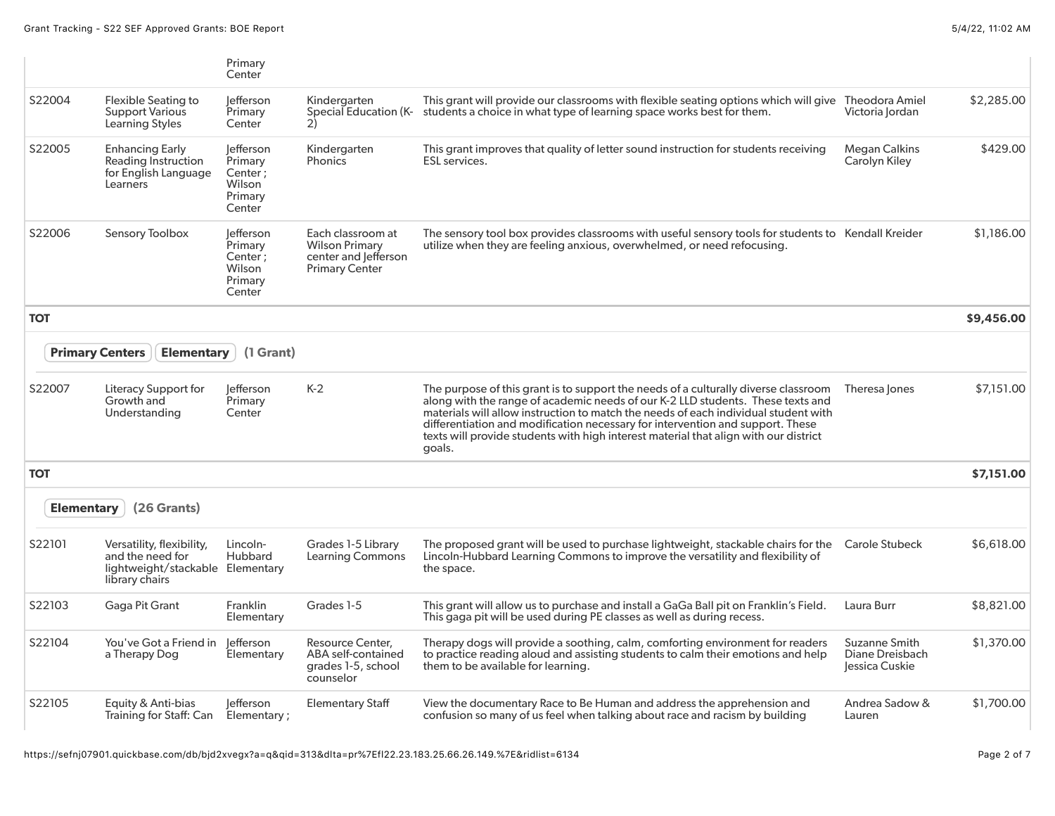| | | Primary Center | | | | |
|---|---|---|---|---|---|---|
| S22004 | Flexible Seating to Support Various Learning Styles | Jefferson Primary Center | Kindergarten Special Education (K-2) | This grant will provide our classrooms with flexible seating options which will give students a choice in what type of learning space works best for them. | Theodora Amiel Victoria Jordan | $2,285.00 |
| S22005 | Enhancing Early Reading Instruction for English Language Learners | Jefferson Primary Center ; Wilson Primary Center | Kindergarten Phonics | This grant improves that quality of letter sound instruction for students receiving ESL services. | Megan Calkins Carolyn Kiley | $429.00 |
| S22006 | Sensory Toolbox | Jefferson Primary Center ; Wilson Primary Center | Each classroom at Wilson Primary center and Jefferson Primary Center | The sensory tool box provides classrooms with useful sensory tools for students to utilize when they are feeling anxious, overwhelmed, or need refocusing. | Kendall Kreider | $1,186.00 |
| **TOT** | | | | | | **$9,456.00** |

**Primary Centers** **Elementary** **(1 Grant)**

| | | | | | | |
|---|---|---|---|---|---|---|
| S22007 | Literacy Support for Growth and Understanding | Jefferson Primary Center | K-2 | The purpose of this grant is to support the needs of a culturally diverse classroom along with the range of academic needs of our K-2 LLD students. These texts and materials will allow instruction to match the needs of each individual student with differentiation and modification necessary for intervention and support. These texts will provide students with high interest material that align with our district goals. | Theresa Jones | $7,151.00 |
| **TOT** | | | | | | **$7,151.00** |

**Elementary** **(26 Grants)**

| | | | | | | |
|---|---|---|---|---|---|---|
| S22101 | Versatility, flexibility, and the need for lightweight/stackable library chairs | Lincoln-Hubbard Elementary | Grades 1-5 Library Learning Commons | The proposed grant will be used to purchase lightweight, stackable chairs for the Lincoln-Hubbard Learning Commons to improve the versatility and flexibility of the space. | Carole Stubeck | $6,618.00 |
| S22103 | Gaga Pit Grant | Franklin Elementary | Grades 1-5 | This grant will allow us to purchase and install a GaGa Ball pit on Franklin's Field. This gaga pit will be used during PE classes as well as during recess. | Laura Burr | $8,821.00 |
| S22104 | You've Got a Friend in a Therapy Dog | Jefferson Elementary | Resource Center, ABA self-contained grades 1-5, school counselor | Therapy dogs will provide a soothing, calm, comforting environment for readers to practice reading aloud and assisting students to calm their emotions and help them to be available for learning. | Suzanne Smith Diane Dreisbach Jessica Cuskie | $1,370.00 |
| S22105 | Equity & Anti-bias Training for Staff: Can | Jefferson Elementary ; | Elementary Staff | View the documentary Race to Be Human and address the apprehension and confusion so many of us feel when talking about race and racism by building | Andrea Sadow & Lauren | $1,700.00 |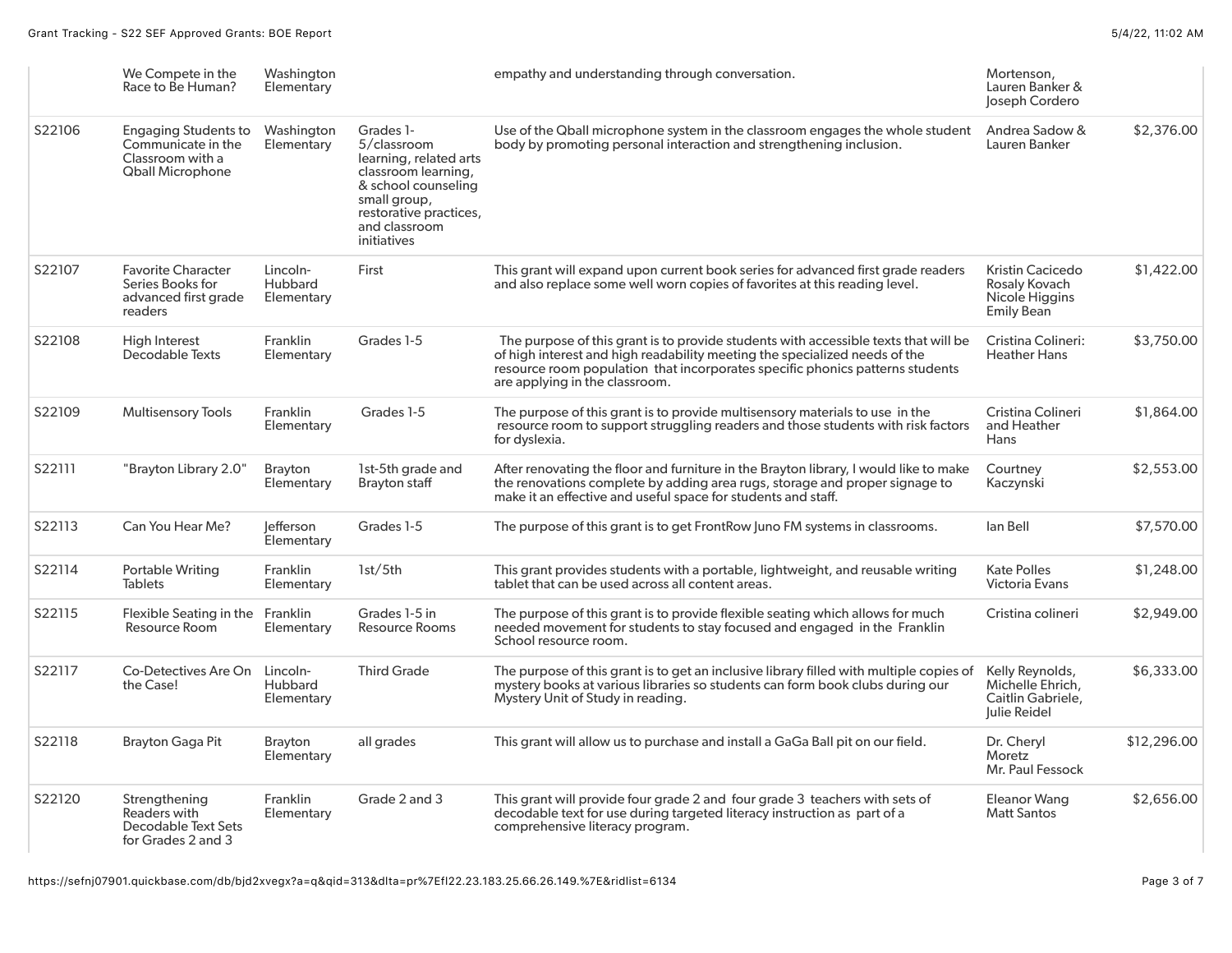| | | | | | | |
|---|---|---|---|---|---|---|
| | We Compete in the Race to Be Human? | Washington Elementary | | empathy and understanding through conversation. | Mortenson, Lauren Banker & Joseph Cordero | |
| S22106 | Engaging Students to Communicate in the Classroom with a Qball Microphone | Washington Elementary | Grades 1-5/classroom learning, related arts classroom learning, & school counseling small group, restorative practices, and classroom initiatives | Use of the Qball microphone system in the classroom engages the whole student body by promoting personal interaction and strengthening inclusion. | Andrea Sadow & Lauren Banker | $2,376.00 |
| S22107 | Favorite Character Series Books for advanced first grade readers | Lincoln-Hubbard Elementary | First | This grant will expand upon current book series for advanced first grade readers and also replace some well worn copies of favorites at this reading level. | Kristin Cacicedo Rosaly Kovach Nicole Higgins Emily Bean | $1,422.00 |
| S22108 | High Interest Decodable Texts | Franklin Elementary | Grades 1-5 | The purpose of this grant is to provide students with accessible texts that will be of high interest and high readability meeting the specialized needs of the resource room population that incorporates specific phonics patterns students are applying in the classroom. | Cristina Colineri: Heather Hans | $3,750.00 |
| S22109 | Multisensory Tools | Franklin Elementary | Grades 1-5 | The purpose of this grant is to provide multisensory materials to use in the resource room to support struggling readers and those students with risk factors for dyslexia. | Cristina Colineri and Heather Hans | $1,864.00 |
| S22111 | "Brayton Library 2.0" | Brayton Elementary | 1st-5th grade and Brayton staff | After renovating the floor and furniture in the Brayton library, I would like to make the renovations complete by adding area rugs, storage and proper signage to make it an effective and useful space for students and staff. | Courtney Kaczynski | $2,553.00 |
| S22113 | Can You Hear Me? | Jefferson Elementary | Grades 1-5 | The purpose of this grant is to get FrontRow Juno FM systems in classrooms. | Ian Bell | $7,570.00 |
| S22114 | Portable Writing Tablets | Franklin Elementary | 1st/5th | This grant provides students with a portable, lightweight, and reusable writing tablet that can be used across all content areas. | Kate Polles Victoria Evans | $1,248.00 |
| S22115 | Flexible Seating in the Resource Room | Franklin Elementary | Grades 1-5 in Resource Rooms | The purpose of this grant is to provide flexible seating which allows for much needed movement for students to stay focused and engaged in the Franklin School resource room. | Cristina colineri | $2,949.00 |
| S22117 | Co-Detectives Are On the Case! | Lincoln-Hubbard Elementary | Third Grade | The purpose of this grant is to get an inclusive library filled with multiple copies of mystery books at various libraries so students can form book clubs during our Mystery Unit of Study in reading. | Kelly Reynolds, Michelle Ehrich, Caitlin Gabriele, Julie Reidel | $6,333.00 |
| S22118 | Brayton Gaga Pit | Brayton Elementary | all grades | This grant will allow us to purchase and install a GaGa Ball pit on our field. | Dr. Cheryl Moretz Mr. Paul Fessock | $12,296.00 |
| S22120 | Strengthening Readers with Decodable Text Sets for Grades 2 and 3 | Franklin Elementary | Grade 2 and 3 | This grant will provide four grade 2 and four grade 3 teachers with sets of decodable text for use during targeted literacy instruction as part of a comprehensive literacy program. | Eleanor Wang Matt Santos | $2,656.00 |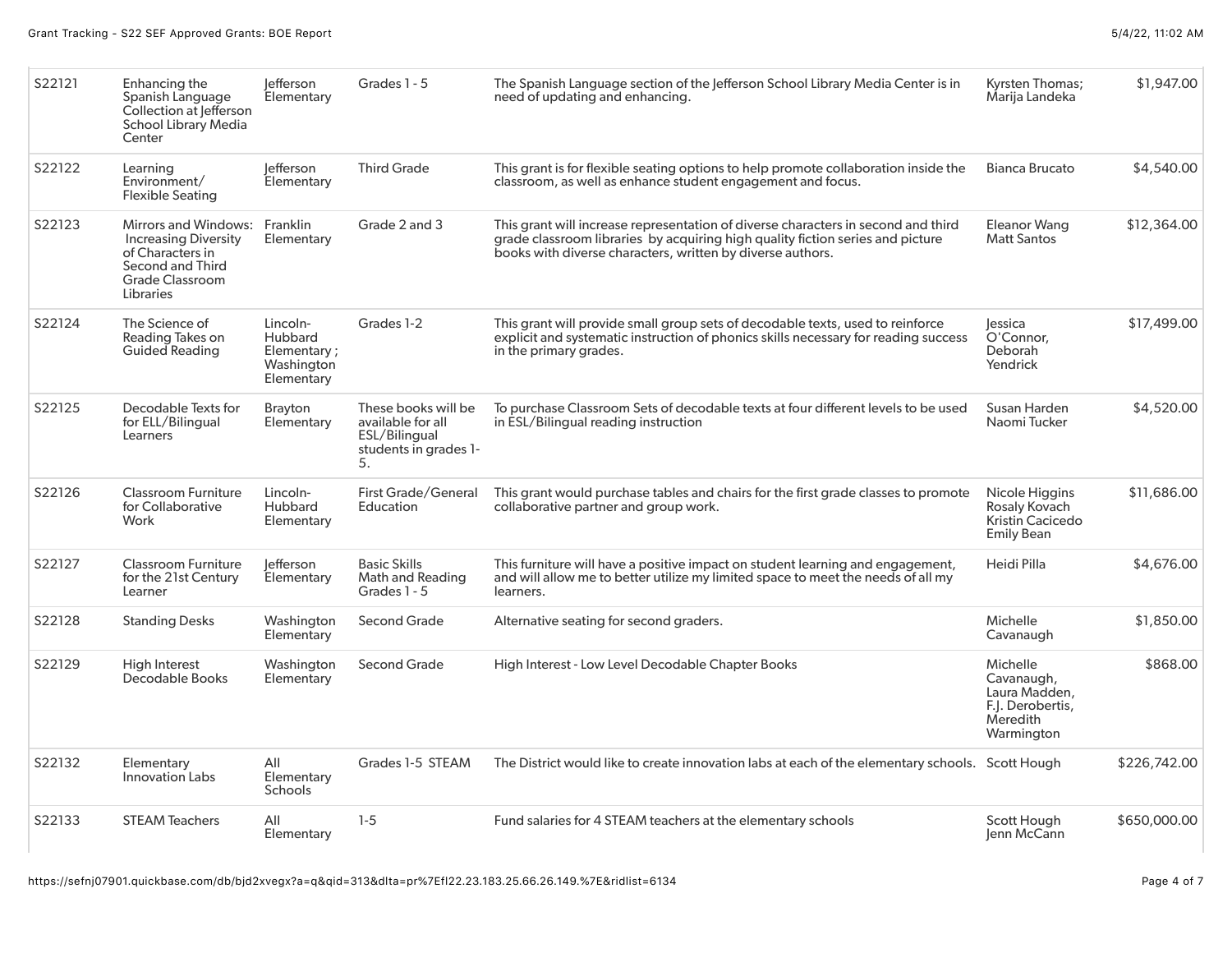| | | | | | | |
|---|---|---|---|---|---|---|
| S22121 | Enhancing the Spanish Language Collection at Jefferson School Library Media Center | Jefferson Elementary | Grades 1 - 5 | The Spanish Language section of the Jefferson School Library Media Center is in need of updating and enhancing. | Kyrsten Thomas; Marija Landeka | $1,947.00 |
| S22122 | Learning Environment/ Flexible Seating | Jefferson Elementary | Third Grade | This grant is for flexible seating options to help promote collaboration inside the classroom, as well as enhance student engagement and focus. | Bianca Brucato | $4,540.00 |
| S22123 | Mirrors and Windows: Increasing Diversity of Characters in Second and Third Grade Classroom Libraries | Franklin Elementary | Grade 2 and 3 | This grant will increase representation of diverse characters in second and third grade classroom libraries by acquiring high quality fiction series and picture books with diverse characters, written by diverse authors. | Eleanor Wang Matt Santos | $12,364.00 |
| S22124 | The Science of Reading Takes on Guided Reading | Lincoln-Hubbard Elementary ; Washington Elementary | Grades 1-2 | This grant will provide small group sets of decodable texts, used to reinforce explicit and systematic instruction of phonics skills necessary for reading success in the primary grades. | Jessica O'Connor, Deborah Yendrick | $17,499.00 |
| S22125 | Decodable Texts for for ELL/Bilingual Learners | Brayton Elementary | These books will be available for all ESL/Bilingual students in grades 1-5. | To purchase Classroom Sets of decodable texts at four different levels to be used in ESL/Bilingual reading instruction | Susan Harden Naomi Tucker | $4,520.00 |
| S22126 | Classroom Furniture for Collaborative Work | Lincoln-Hubbard Elementary | First Grade/General Education | This grant would purchase tables and chairs for the first grade classes to promote collaborative partner and group work. | Nicole Higgins Rosaly Kovach Kristin Cacicedo Emily Bean | $11,686.00 |
| S22127 | Classroom Furniture for the 21st Century Learner | Jefferson Elementary | Basic Skills Math and Reading Grades 1 - 5 | This furniture will have a positive impact on student learning and engagement, and will allow me to better utilize my limited space to meet the needs of all my learners. | Heidi Pilla | $4,676.00 |
| S22128 | Standing Desks | Washington Elementary | Second Grade | Alternative seating for second graders. | Michelle Cavanaugh | $1,850.00 |
| S22129 | High Interest Decodable Books | Washington Elementary | Second Grade | High Interest - Low Level Decodable Chapter Books | Michelle Cavanaugh, Laura Madden, F.J. Derobertis, Meredith Warmington | $868.00 |
| S22132 | Elementary Innovation Labs | All Elementary Schools | Grades 1-5 STEAM | The District would like to create innovation labs at each of the elementary schools. | Scott Hough | $226,742.00 |
| S22133 | STEAM Teachers | All Elementary | 1-5 | Fund salaries for 4 STEAM teachers at the elementary schools | Scott Hough Jenn McCann | $650,000.00 |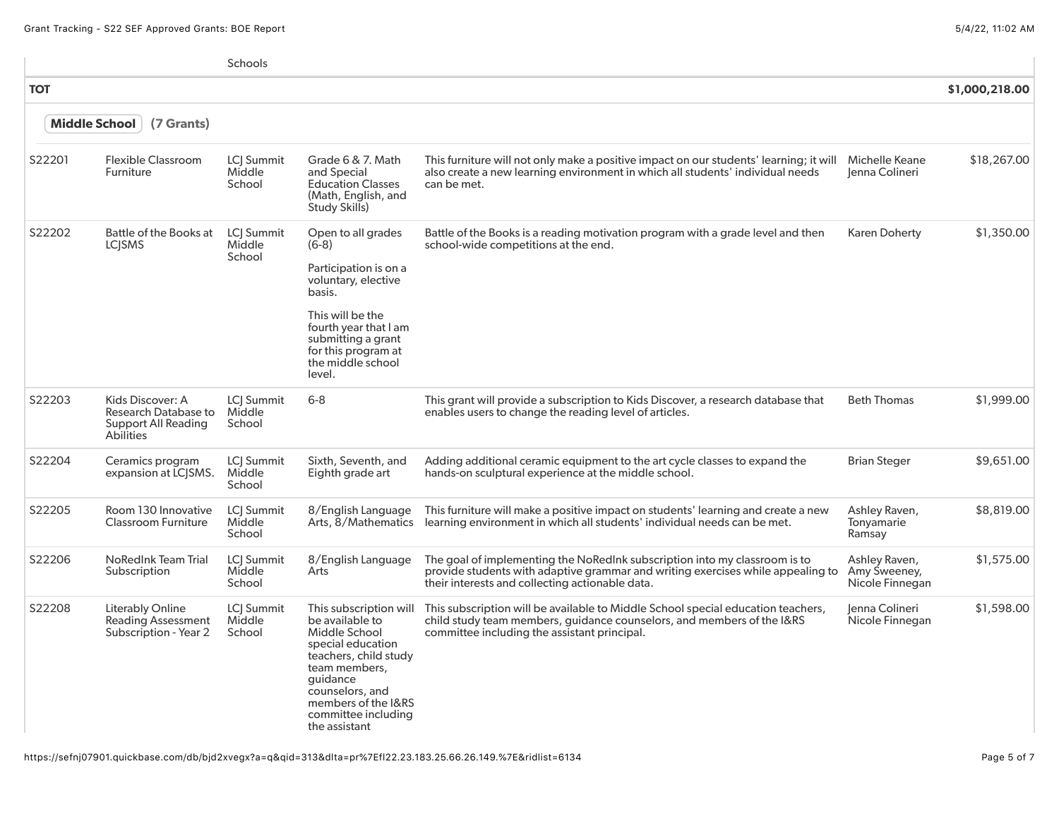| | | Schools | | | | |
|---|---|---|---|---|---|---|
| **TOT** | | | | | | **$1,000,218.00** |

**Middle School (7 Grants)**

| | | | | | | |
|---|---|---|---|---|---|---|
| S22201 | Flexible Classroom Furniture | LCJ Summit Middle School | Grade 6 & 7. Math and Special Education Classes (Math, English, and Study Skills) | This furniture will not only make a positive impact on our students' learning; it will also create a new learning environment in which all students' individual needs can be met. | Michelle Keane Jenna Colineri | $18,267.00 |
| S22202 | Battle of the Books at LCJSMS | LCJ Summit Middle School | Open to all grades (6-8)<br><br>Participation is on a voluntary, elective basis.<br><br>This will be the fourth year that I am submitting a grant for this program at the middle school level. | Battle of the Books is a reading motivation program with a grade level and then school-wide competitions at the end. | Karen Doherty | $1,350.00 |
| S22203 | Kids Discover: A Research Database to Support All Reading Abilities | LCJ Summit Middle School | 6-8 | This grant will provide a subscription to Kids Discover, a research database that enables users to change the reading level of articles. | Beth Thomas | $1,999.00 |
| S22204 | Ceramics program expansion at LCJSMS. | LCJ Summit Middle School | Sixth, Seventh, and Eighth grade art | Adding additional ceramic equipment to the art cycle classes to expand the hands-on sculptural experience at the middle school. | Brian Steger | $9,651.00 |
| S22205 | Room 130 Innovative Classroom Furniture | LCJ Summit Middle School | 8/English Language Arts, 8/Mathematics | This furniture will make a positive impact on students' learning and create a new learning environment in which all students' individual needs can be met. | Ashley Raven, Tonyamarie Ramsay | $8,819.00 |
| S22206 | NoRedInk Team Trial Subscription | LCJ Summit Middle School | 8/English Language Arts | The goal of implementing the NoRedInk subscription into my classroom is to provide students with adaptive grammar and writing exercises while appealing to their interests and collecting actionable data. | Ashley Raven, Amy Sweeney, Nicole Finnegan | $1,575.00 |
| S22208 | Literably Online Reading Assessment Subscription - Year 2 | LCJ Summit Middle School | This subscription will be available to Middle School special education teachers, child study team members, guidance counselors, and members of the I&RS committee including the assistant | This subscription will be available to Middle School special education teachers, child study team members, guidance counselors, and members of the I&RS committee including the assistant principal. | Jenna Colineri Nicole Finnegan | $1,598.00 |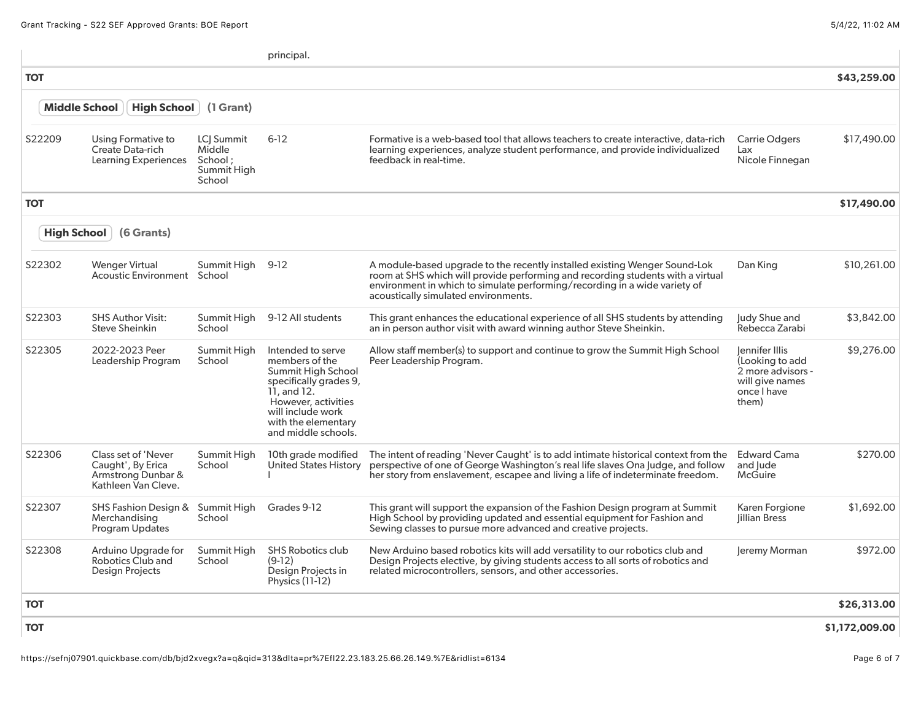| | | | | | | |
|---|---|---|---|---|---|---|
| | | | principal. | | | |
| **TOT** | | | | | | **$43,259.00** |

**Middle School** **High School** (1 Grant)

| | | | | | | |
|---|---|---|---|---|---|---|
| S22209 | Using Formative to Create Data-rich Learning Experiences | LCJ Summit Middle School ; Summit High School | 6-12 | Formative is a web-based tool that allows teachers to create interactive, data-rich learning experiences, analyze student performance, and provide individualized feedback in real-time. | Carrie Odgers Lax Nicole Finnegan | $17,490.00 |
| **TOT** | | | | | | **$17,490.00** |

**High School** (6 Grants)

| | | | | | | |
|---|---|---|---|---|---|---|
| S22302 | Wenger Virtual Acoustic Environment | Summit High School | 9-12 | A module-based upgrade to the recently installed existing Wenger Sound-Lok room at SHS which will provide performing and recording students with a virtual environment in which to simulate performing/recording in a wide variety of acoustically simulated environments. | Dan King | $10,261.00 |
| S22303 | SHS Author Visit: Steve Sheinkin | Summit High School | 9-12 All students | This grant enhances the educational experience of all SHS students by attending an in person author visit with award winning author Steve Sheinkin. | Judy Shue and Rebecca Zarabi | $3,842.00 |
| S22305 | 2022-2023 Peer Leadership Program | Summit High School | Intended to serve members of the Summit High School specifically grades 9, 11, and 12. However, activities will include work with the elementary and middle schools. | Allow staff member(s) to support and continue to grow the Summit High School Peer Leadership Program. | Jennifer Illis (Looking to add 2 more advisors - will give names once I have them) | $9,276.00 |
| S22306 | Class set of 'Never Caught', By Erica Armstrong Dunbar & Kathleen Van Cleve. | Summit High School | 10th grade modified United States History I | The intent of reading 'Never Caught' is to add intimate historical context from the perspective of one of George Washington's real life slaves Ona Judge, and follow her story from enslavement, escapee and living a life of indeterminate freedom. | Edward Cama and Jude McGuire | $270.00 |
| S22307 | SHS Fashion Design & Merchandising Program Updates | Summit High School | Grades 9-12 | This grant will support the expansion of the Fashion Design program at Summit High School by providing updated and essential equipment for Fashion and Sewing classes to pursue more advanced and creative projects. | Karen Forgione Jillian Bress | $1,692.00 |
| S22308 | Arduino Upgrade for Robotics Club and Design Projects | Summit High School | SHS Robotics club (9-12) Design Projects in Physics (11-12) | New Arduino based robotics kits will add versatility to our robotics club and Design Projects elective, by giving students access to all sorts of robotics and related microcontrollers, sensors, and other accessories. | Jeremy Morman | $972.00 |
| **TOT** | | | | | | **$26,313.00** |
| **TOT** | | | | | | **$1,172,009.00** |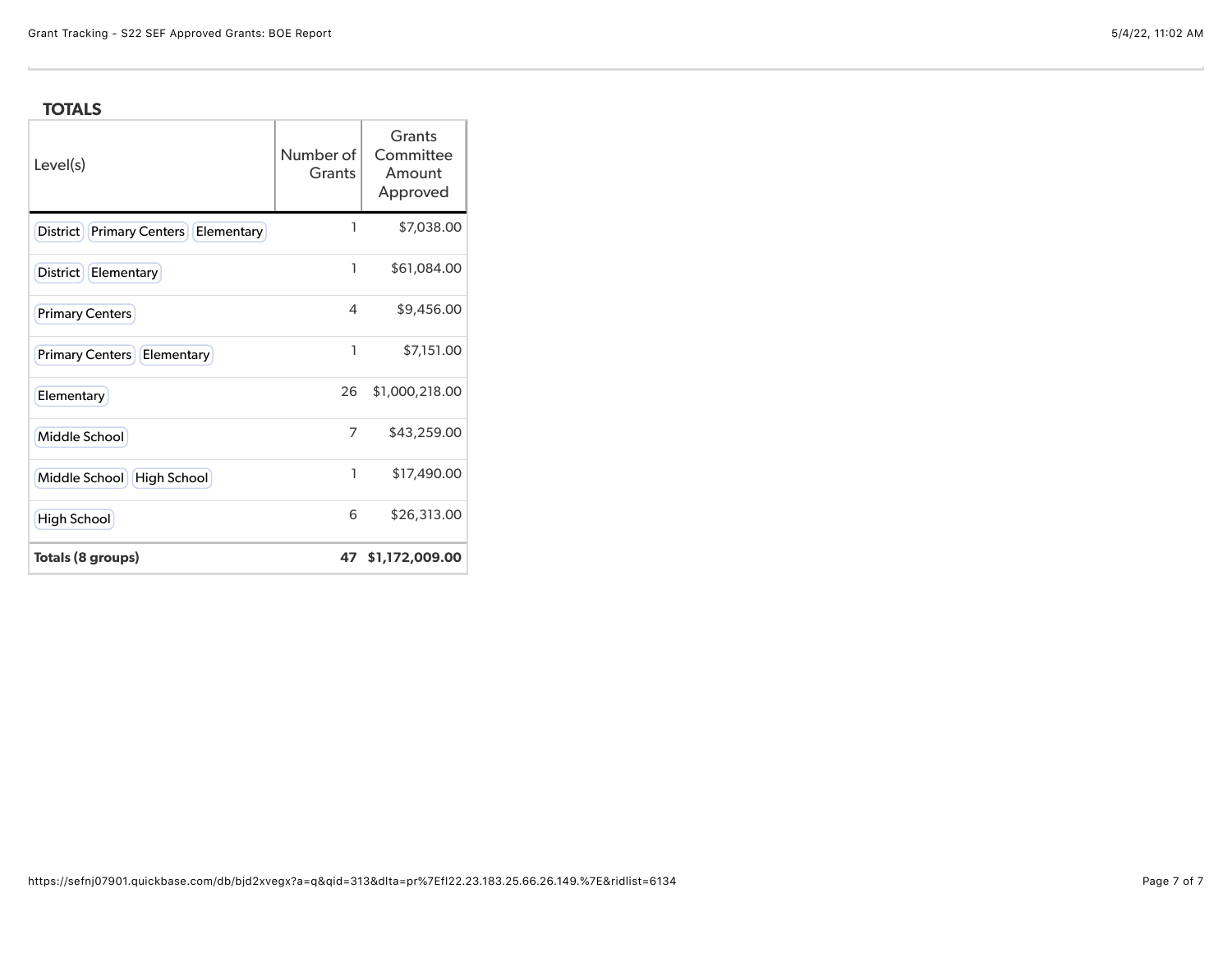## TOTALS

| Level(s) | Number of Grants | Grants Committee Amount Approved |
|---|---|---|
| District, Primary Centers, Elementary | 1 | $7,038.00 |
| District, Elementary | 1 | $61,084.00 |
| Primary Centers | 4 | $9,456.00 |
| Primary Centers, Elementary | 1 | $7,151.00 |
| Elementary | 26 | $1,000,218.00 |
| Middle School | 7 | $43,259.00 |
| Middle School, High School | 1 | $17,490.00 |
| High School | 6 | $26,313.00 |
| **Totals (8 groups)** | **47** | **$1,172,009.00** |